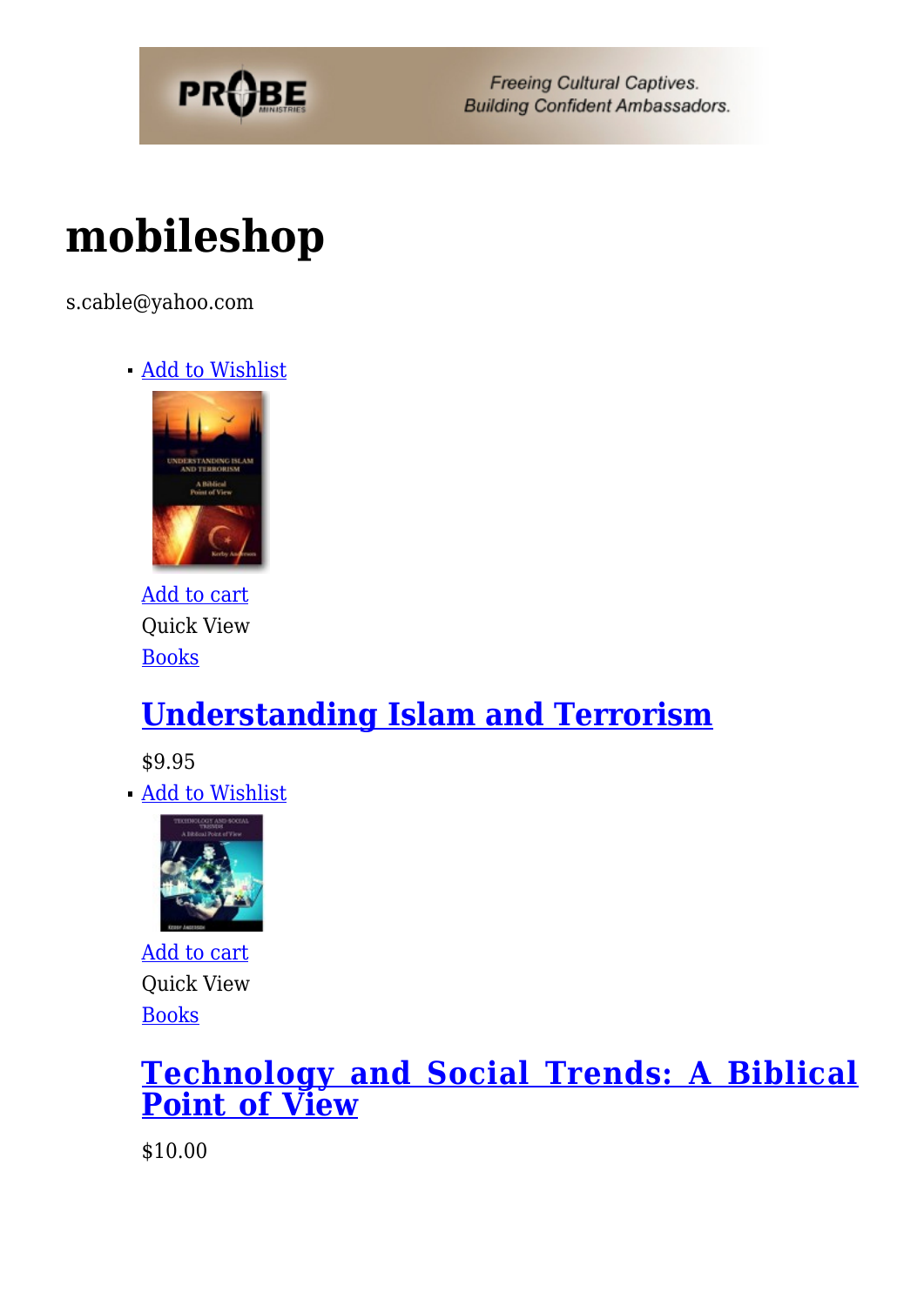# mobileshop

s.cable@yahoo.com

- Add to Wishlist

  Add to cart
  Quick View
  Books

  ## Understanding Islam and Terrorism

  $9.95

- Add to Wishlist

  Add to cart
  Quick View
  Books

  ## Technology and Social Trends: A Biblical Point of View

  $10.00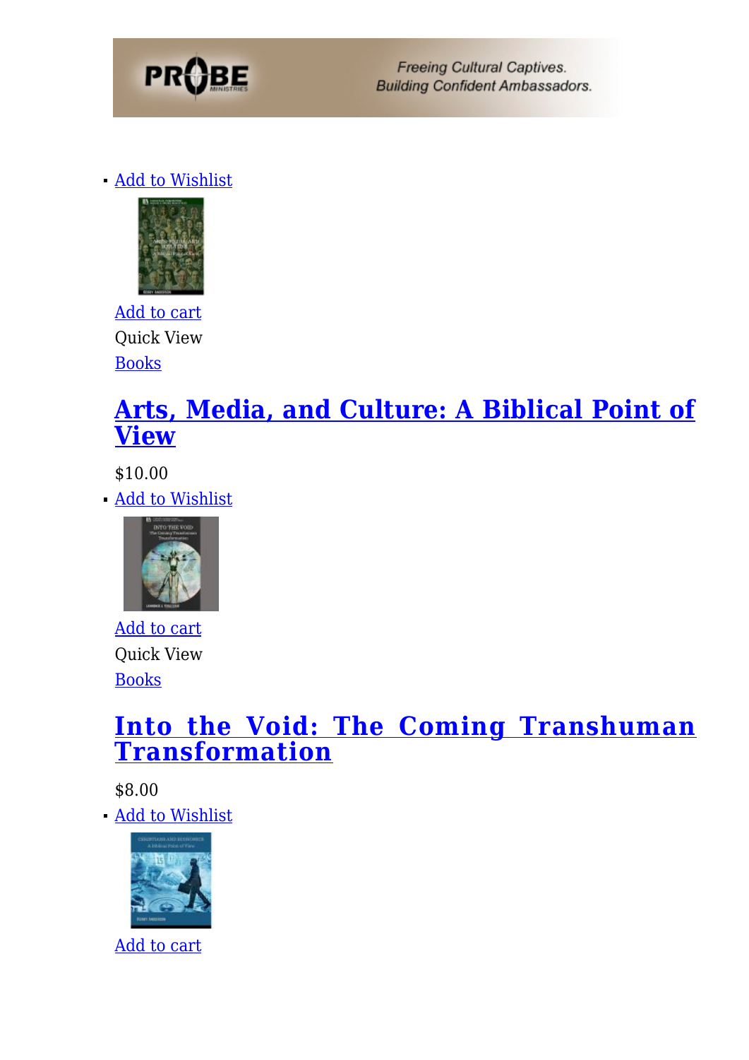- Add to Wishlist

Add to cart

Quick View

Books

## Arts, Media, and Culture: A Biblical Point of View

$10.00

- Add to Wishlist

Add to cart

Quick View

Books

## Into the Void: The Coming Transhuman Transformation

$8.00

- Add to Wishlist

Add to cart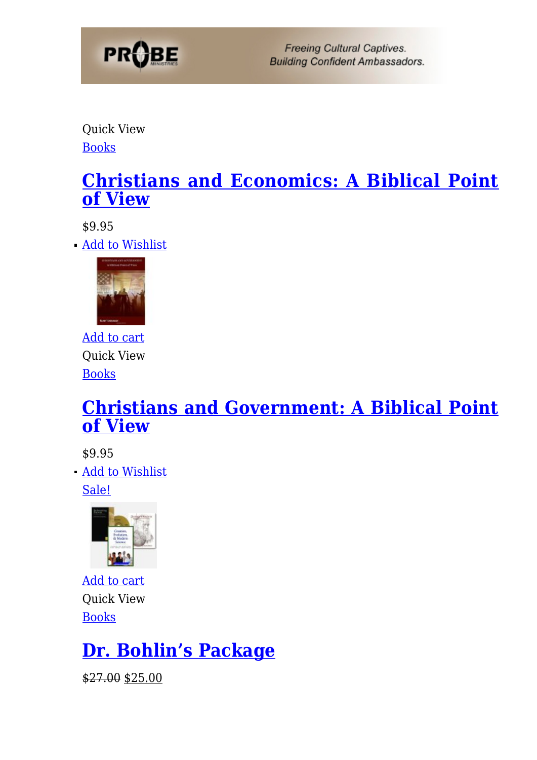Quick View

[Books]

## [Christians and Economics: A Biblical Point of View]

$9.95

- Add to Wishlist

Add to cart

Quick View

Books

## Christians and Government: A Biblical Point of View

$9.95

- Add to Wishlist

Sale!

Add to cart

Quick View

Books

## Dr. Bohlin's Package

~~$27.00~~ $25.00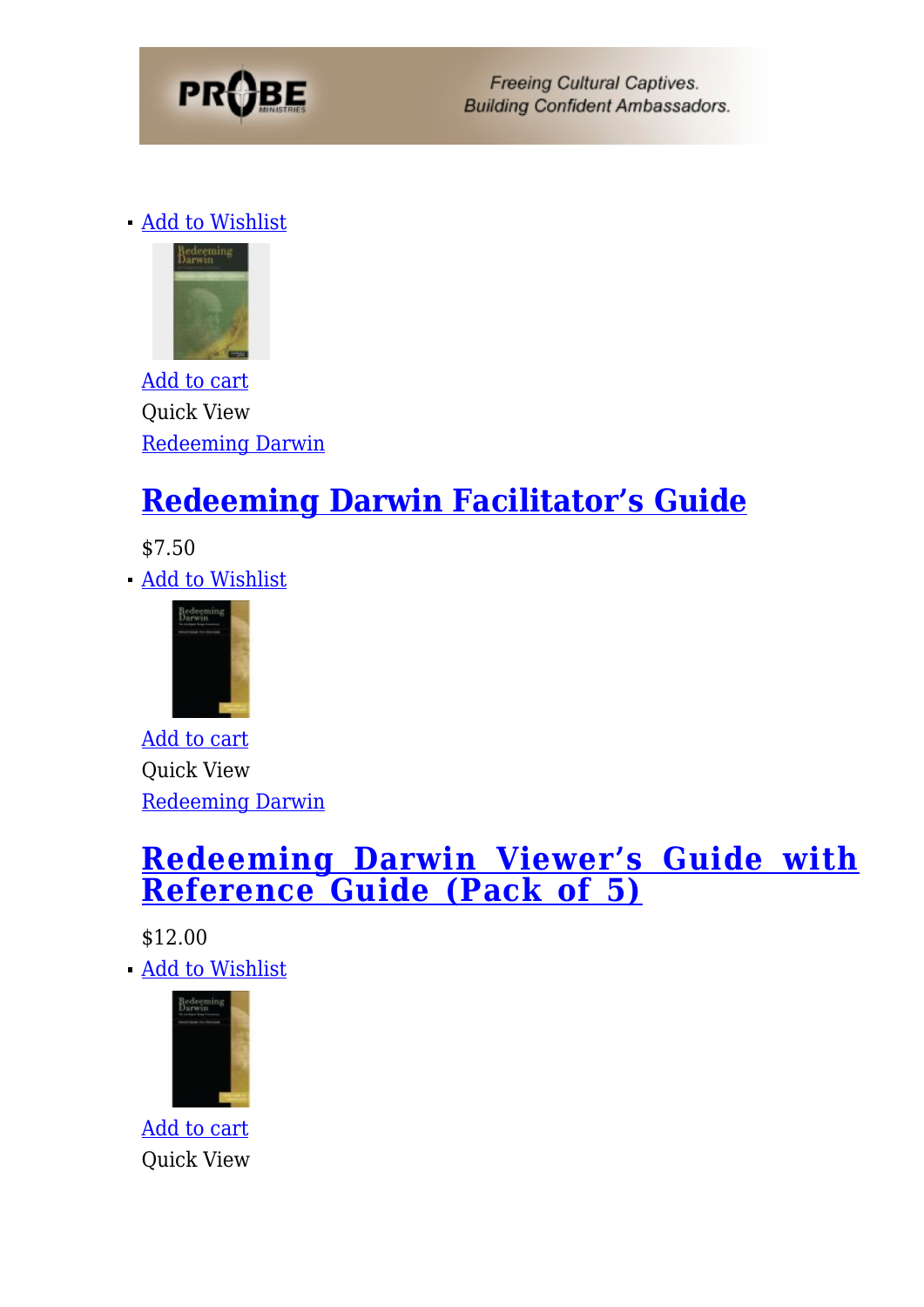- Add to Wishlist

Add to cart

Quick View

Redeeming Darwin

## Redeeming Darwin Facilitator's Guide

$7.50

- Add to Wishlist

Add to cart

Quick View

Redeeming Darwin

## Redeeming Darwin Viewer's Guide with Reference Guide (Pack of 5)

$12.00

- Add to Wishlist

Add to cart

Quick View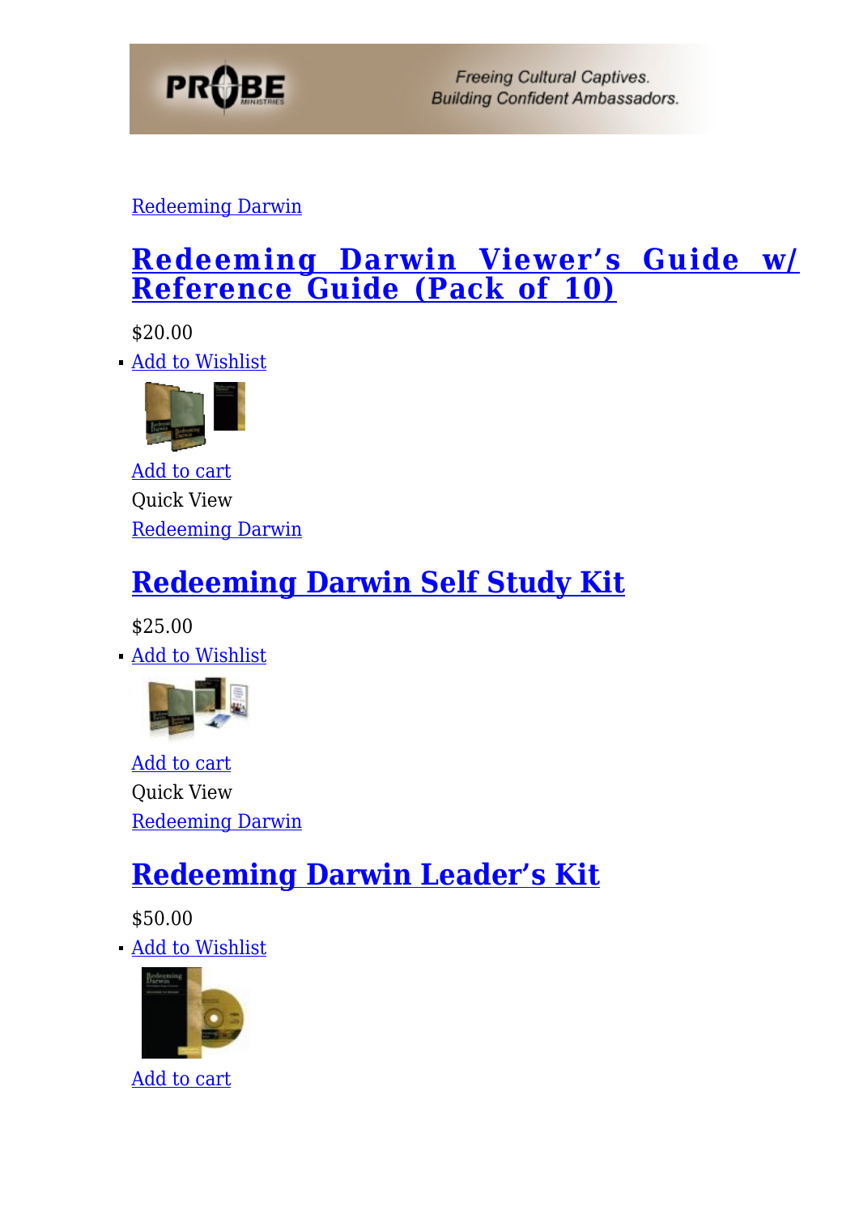Redeeming Darwin

## Redeeming Darwin Viewer's Guide w/ Reference Guide (Pack of 10)

$20.00

- Add to Wishlist

Add to cart

Quick View

Redeeming Darwin

## Redeeming Darwin Self Study Kit

$25.00

- Add to Wishlist

Add to cart

Quick View

Redeeming Darwin

## Redeeming Darwin Leader's Kit

$50.00

- Add to Wishlist

Add to cart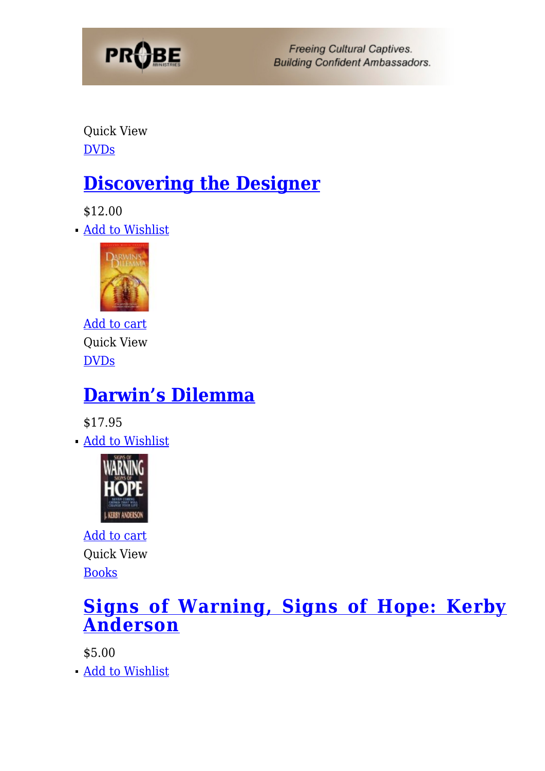Quick View
[DVDs]

## [Discovering the Designer]

$12.00

- [Add to Wishlist]

[Add to cart]
Quick View
[DVDs]

## [Darwin's Dilemma]

$17.95

- [Add to Wishlist]

[Add to cart]
Quick View
[Books]

## [Signs of Warning, Signs of Hope: Kerby Anderson]

$5.00

- [Add to Wishlist]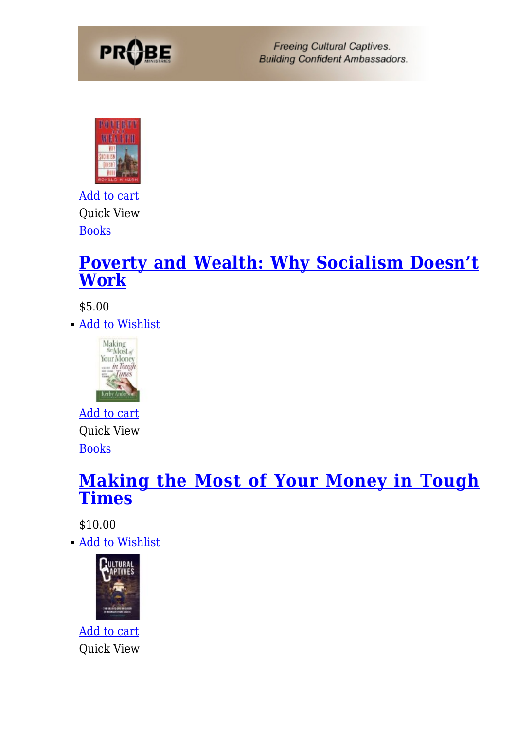Add to cart

Quick View

Books

## Poverty and Wealth: Why Socialism Doesn't Work

$5.00

- Add to Wishlist

Add to cart

Quick View

Books

## Making the Most of Your Money in Tough Times

$10.00

- Add to Wishlist

Add to cart

Quick View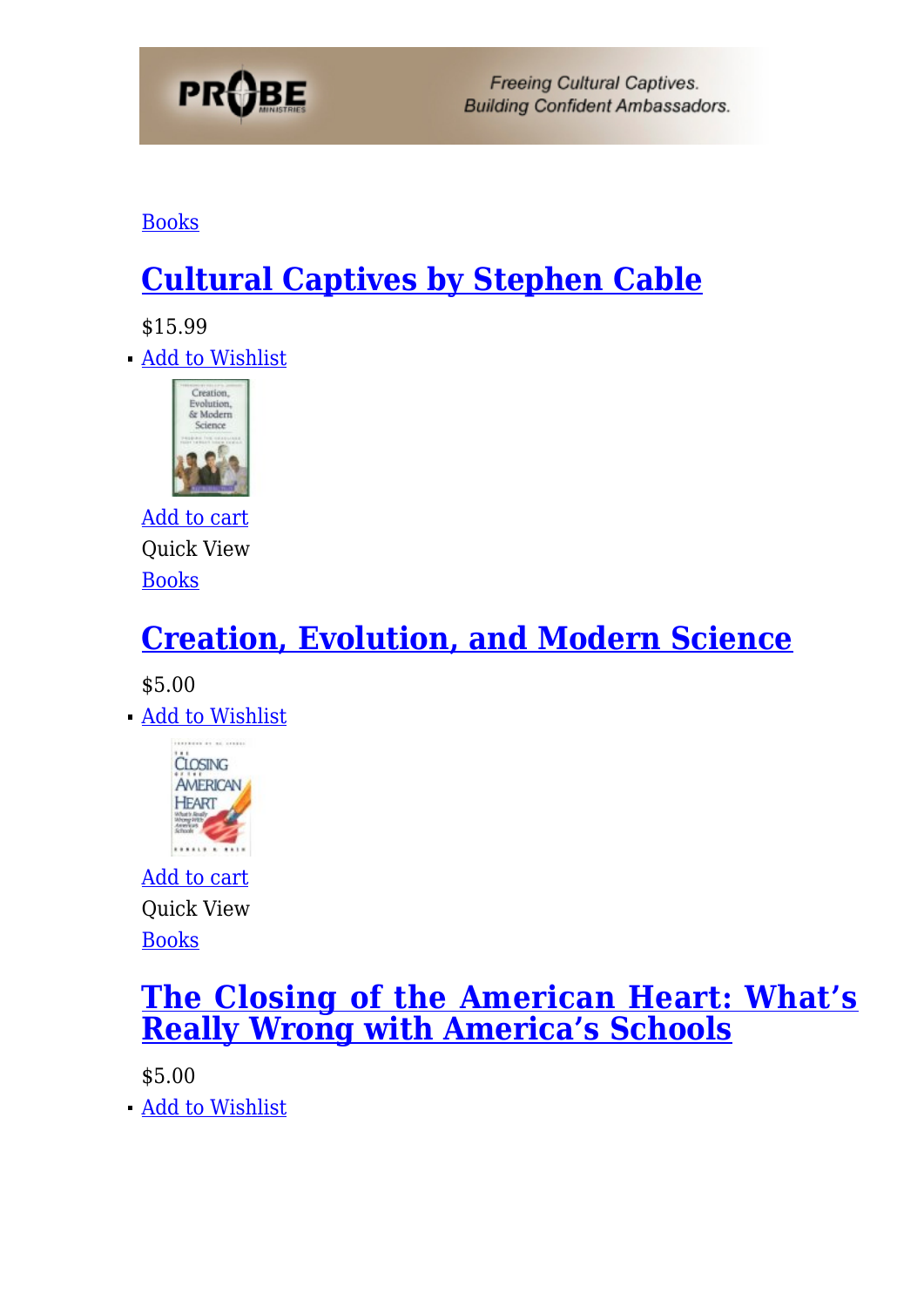Books

## Cultural Captives by Stephen Cable

$15.99

- Add to Wishlist

Add to cart

Quick View

Books

## Creation, Evolution, and Modern Science

$5.00

- Add to Wishlist

Add to cart

Quick View

Books

## The Closing of the American Heart: What's Really Wrong with America's Schools

$5.00

- Add to Wishlist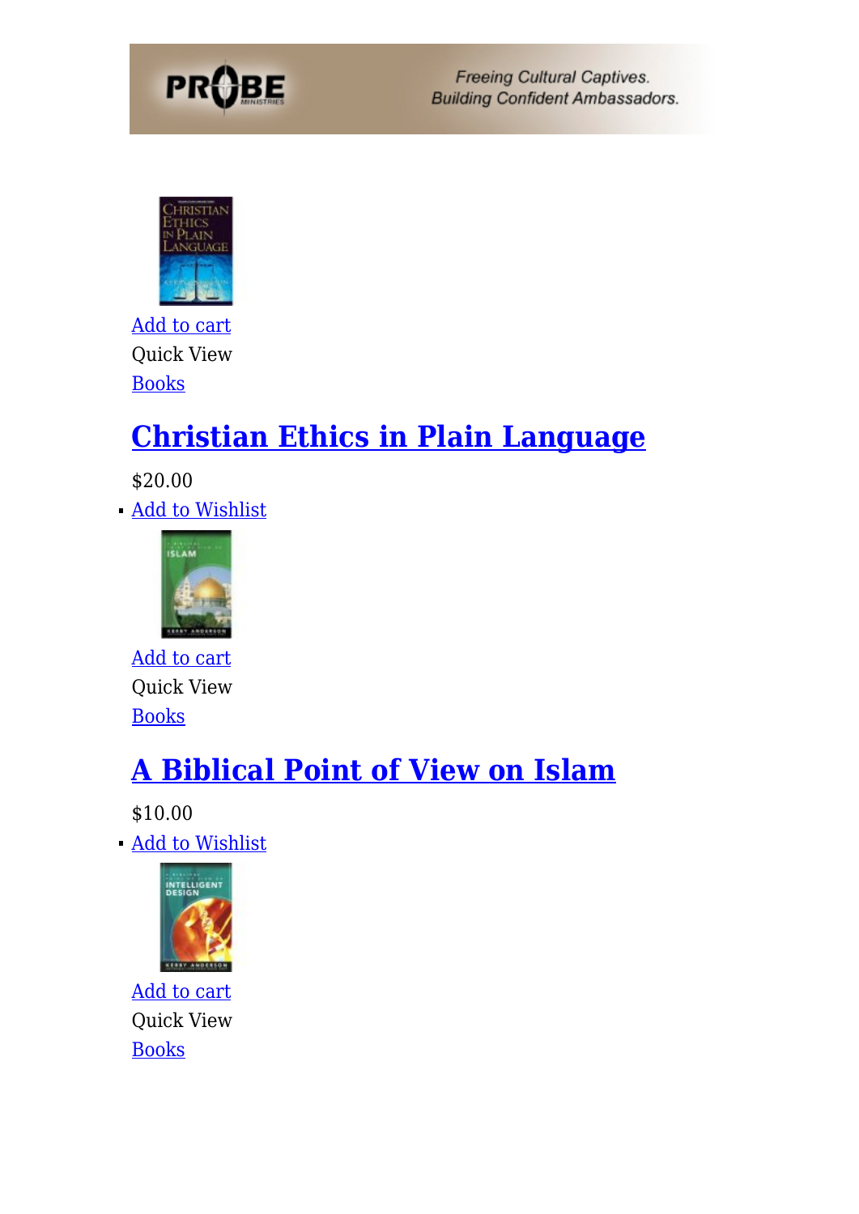Add to cart

Quick View

Books

## Christian Ethics in Plain Language

$20.00

- Add to Wishlist

Add to cart

Quick View

Books

## A Biblical Point of View on Islam

$10.00

- Add to Wishlist

Add to cart

Quick View

Books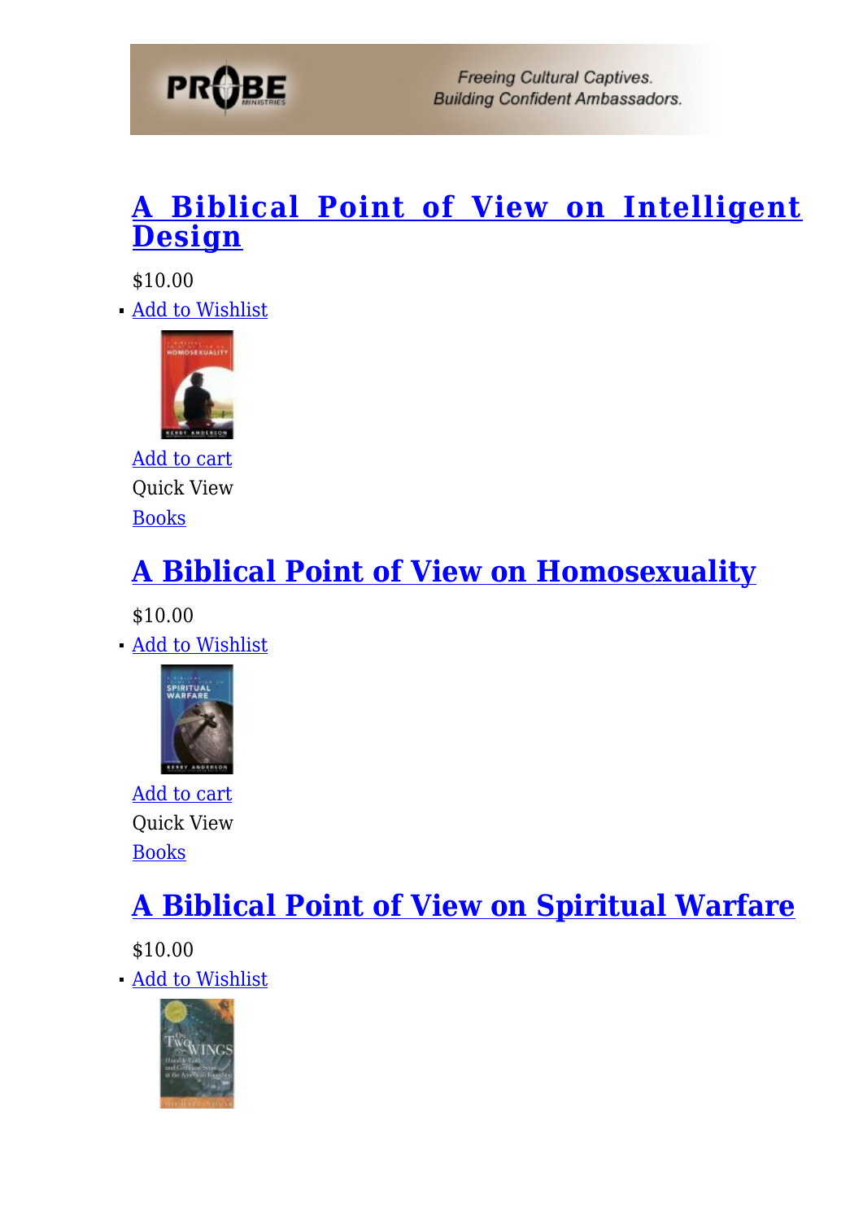## A Biblical Point of View on Intelligent Design

$10.00

- Add to Wishlist

Add to cart

Quick View

Books

## A Biblical Point of View on Homosexuality

$10.00

- Add to Wishlist

Add to cart

Quick View

Books

## A Biblical Point of View on Spiritual Warfare

$10.00

- Add to Wishlist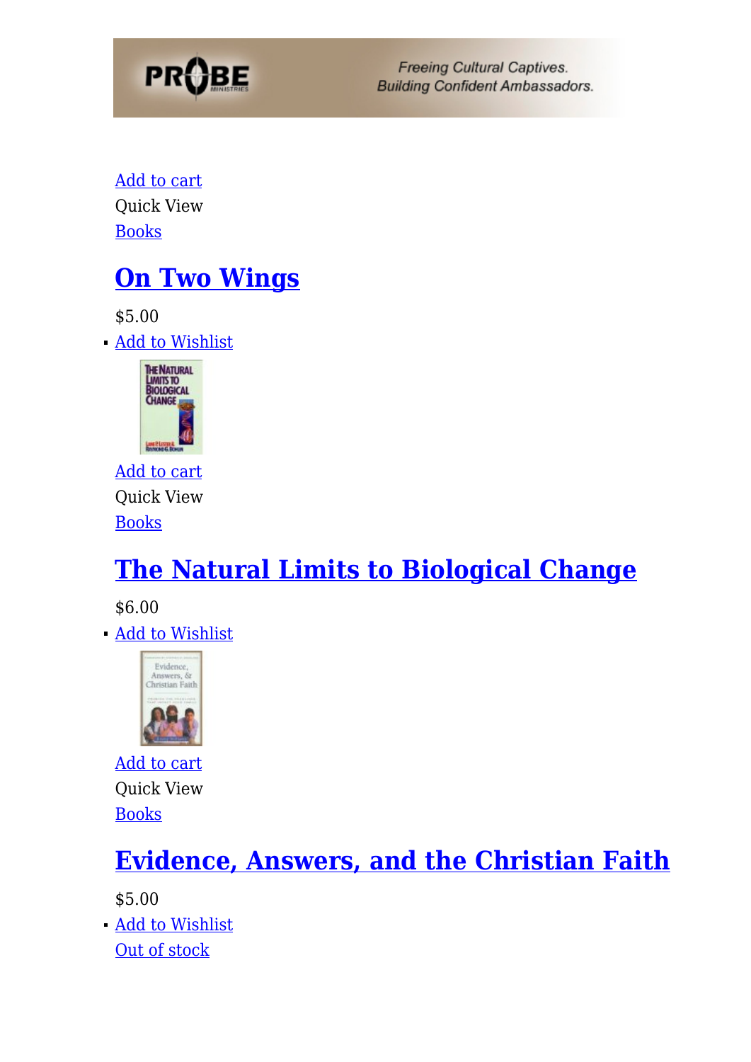Add to cart

Quick View

Books

## On Two Wings

$5.00

- Add to Wishlist

Add to cart

Quick View

Books

## The Natural Limits to Biological Change

$6.00

- Add to Wishlist

Add to cart

Quick View

Books

## Evidence, Answers, and the Christian Faith

$5.00

- Add to Wishlist

Out of stock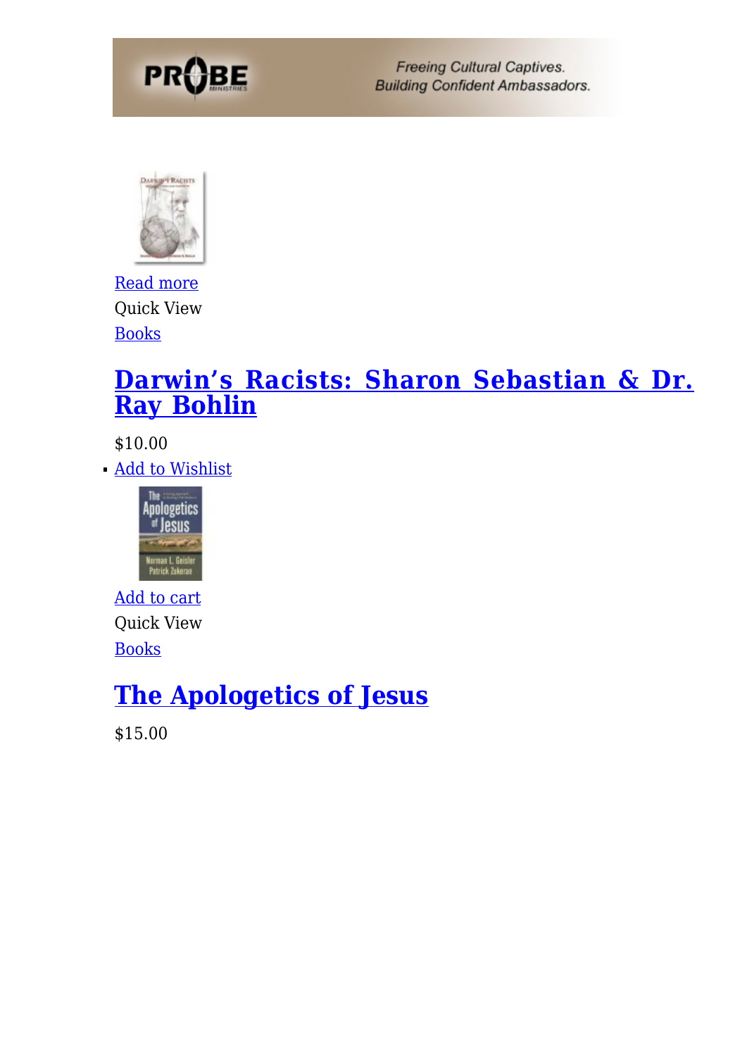Read more

Quick View

Books

## Darwin's Racists: Sharon Sebastian & Dr. Ray Bohlin

$10.00

- Add to Wishlist

Add to cart

Quick View

Books

## The Apologetics of Jesus

$15.00